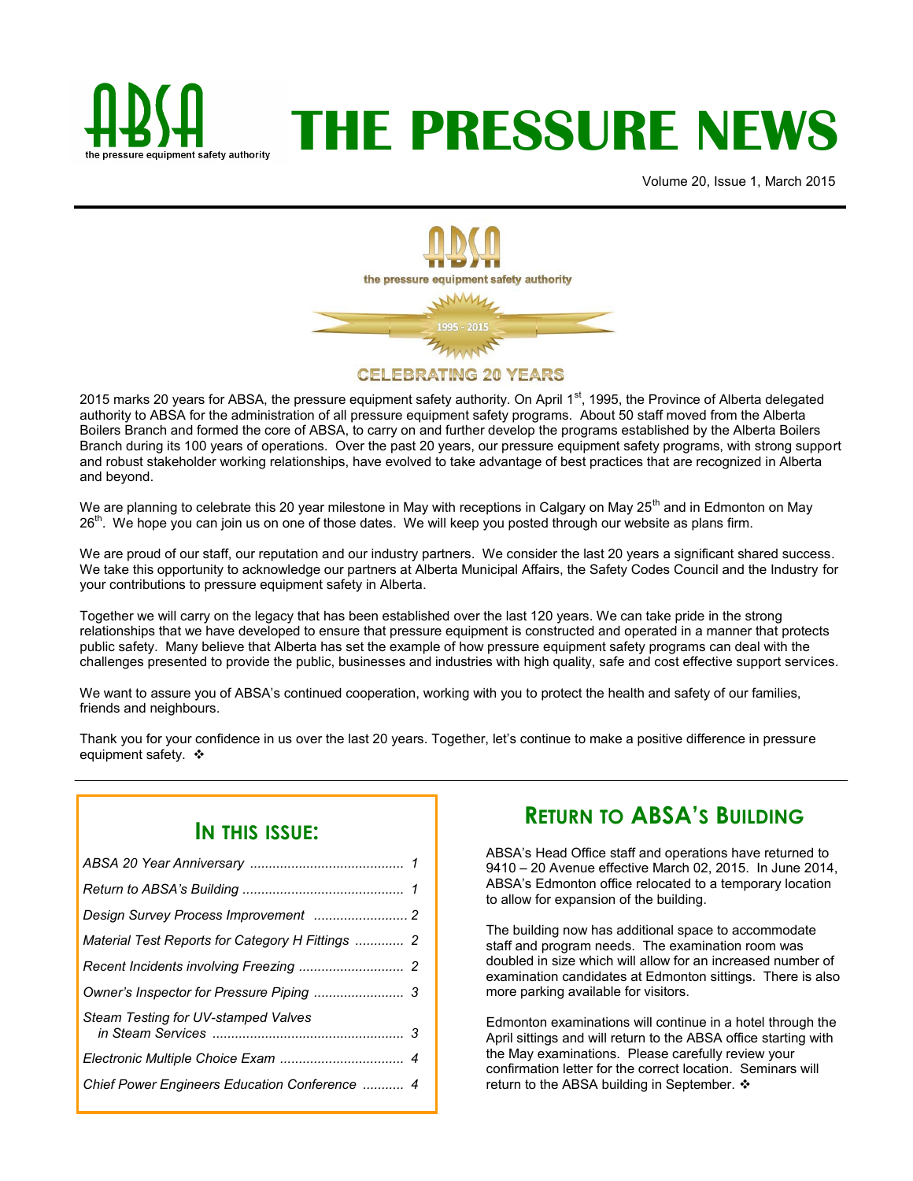# THE PRESSURE NEWS

ABSA the pressure equipment safety authority

Volume 20, Issue 1, March 2015

the pressure equipment safety authority

1995 - 2015

CELEBRATING 20 YEARS

2015 marks 20 years for ABSA, the pressure equipment safety authority. On April 1st, 1995, the Province of Alberta delegated authority to ABSA for the administration of all pressure equipment safety programs. About 50 staff moved from the Alberta Boilers Branch and formed the core of ABSA, to carry on and further develop the programs established by the Alberta Boilers Branch during its 100 years of operations. Over the past 20 years, our pressure equipment safety programs, with strong support and robust stakeholder working relationships, have evolved to take advantage of best practices that are recognized in Alberta and beyond.

We are planning to celebrate this 20 year milestone in May with receptions in Calgary on May 25th and in Edmonton on May 26th. We hope you can join us on one of those dates. We will keep you posted through our website as plans firm.

We are proud of our staff, our reputation and our industry partners. We consider the last 20 years a significant shared success. We take this opportunity to acknowledge our partners at Alberta Municipal Affairs, the Safety Codes Council and the Industry for your contributions to pressure equipment safety in Alberta.

Together we will carry on the legacy that has been established over the last 120 years. We can take pride in the strong relationships that we have developed to ensure that pressure equipment is constructed and operated in a manner that protects public safety. Many believe that Alberta has set the example of how pressure equipment safety programs can deal with the challenges presented to provide the public, businesses and industries with high quality, safe and cost effective support services.

We want to assure you of ABSA's continued cooperation, working with you to protect the health and safety of our families, friends and neighbours.

Thank you for your confidence in us over the last 20 years. Together, let's continue to make a positive difference in pressure equipment safety. ❖

## In this issue:

- *ABSA 20 Year Anniversary* ......... 1
- *Return to ABSA's Building* ......... 1
- *Design Survey Process Improvement* ......... 2
- *Material Test Reports for Category H Fittings* ......... 2
- *Recent Incidents involving Freezing* ......... 2
- *Owner's Inspector for Pressure Piping* ......... 3
- *Steam Testing for UV-stamped Valves in Steam Services* ......... 3
- *Electronic Multiple Choice Exam* ......... 4
- *Chief Power Engineers Education Conference* ......... 4

## Return to ABSA's Building

ABSA's Head Office staff and operations have returned to 9410 – 20 Avenue effective March 02, 2015. In June 2014, ABSA's Edmonton office relocated to a temporary location to allow for expansion of the building.

The building now has additional space to accommodate staff and program needs. The examination room was doubled in size which will allow for an increased number of examination candidates at Edmonton sittings. There is also more parking available for visitors.

Edmonton examinations will continue in a hotel through the April sittings and will return to the ABSA office starting with the May examinations. Please carefully review your confirmation letter for the correct location. Seminars will return to the ABSA building in September. ❖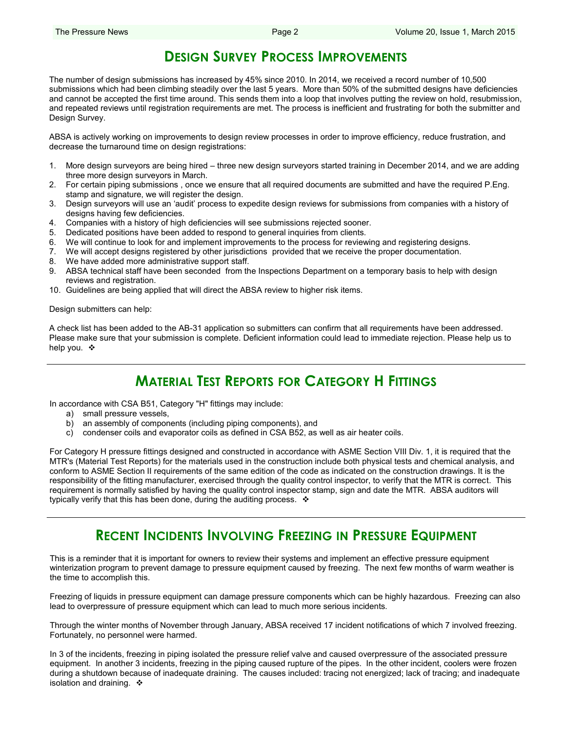## Design Survey Process Improvements

The number of design submissions has increased by 45% since 2010. In 2014, we received a record number of 10,500 submissions which had been climbing steadily over the last 5 years. More than 50% of the submitted designs have deficiencies and cannot be accepted the first time around. This sends them into a loop that involves putting the review on hold, resubmission, and repeated reviews until registration requirements are met. The process is inefficient and frustrating for both the submitter and Design Survey.

ABSA is actively working on improvements to design review processes in order to improve efficiency, reduce frustration, and decrease the turnaround time on design registrations:

1. More design surveyors are being hired – three new design surveyors started training in December 2014, and we are adding three more design surveyors in March.
2. For certain piping submissions , once we ensure that all required documents are submitted and have the required P.Eng. stamp and signature, we will register the design.
3. Design surveyors will use an 'audit' process to expedite design reviews for submissions from companies with a history of designs having few deficiencies.
4. Companies with a history of high deficiencies will see submissions rejected sooner.
5. Dedicated positions have been added to respond to general inquiries from clients.
6. We will continue to look for and implement improvements to the process for reviewing and registering designs.
7. We will accept designs registered by other jurisdictions provided that we receive the proper documentation.
8. We have added more administrative support staff.
9. ABSA technical staff have been seconded from the Inspections Department on a temporary basis to help with design reviews and registration.
10. Guidelines are being applied that will direct the ABSA review to higher risk items.

Design submitters can help:

A check list has been added to the AB-31 application so submitters can confirm that all requirements have been addressed. Please make sure that your submission is complete. Deficient information could lead to immediate rejection. Please help us to help you. ❖

---

## Material Test Reports for Category H Fittings

In accordance with CSA B51, Category "H" fittings may include:

a) small pressure vessels,
b) an assembly of components (including piping components), and
c) condenser coils and evaporator coils as defined in CSA B52, as well as air heater coils.

For Category H pressure fittings designed and constructed in accordance with ASME Section VIII Div. 1, it is required that the MTR's (Material Test Reports) for the materials used in the construction include both physical tests and chemical analysis, and conform to ASME Section II requirements of the same edition of the code as indicated on the construction drawings. It is the responsibility of the fitting manufacturer, exercised through the quality control inspector, to verify that the MTR is correct. This requirement is normally satisfied by having the quality control inspector stamp, sign and date the MTR. ABSA auditors will typically verify that this has been done, during the auditing process. ❖

---

## Recent Incidents Involving Freezing in Pressure Equipment

This is a reminder that it is important for owners to review their systems and implement an effective pressure equipment winterization program to prevent damage to pressure equipment caused by freezing. The next few months of warm weather is the time to accomplish this.

Freezing of liquids in pressure equipment can damage pressure components which can be highly hazardous. Freezing can also lead to overpressure of pressure equipment which can lead to much more serious incidents.

Through the winter months of November through January, ABSA received 17 incident notifications of which 7 involved freezing. Fortunately, no personnel were harmed.

In 3 of the incidents, freezing in piping isolated the pressure relief valve and caused overpressure of the associated pressure equipment. In another 3 incidents, freezing in the piping caused rupture of the pipes. In the other incident, coolers were frozen during a shutdown because of inadequate draining. The causes included: tracing not energized; lack of tracing; and inadequate isolation and draining. ❖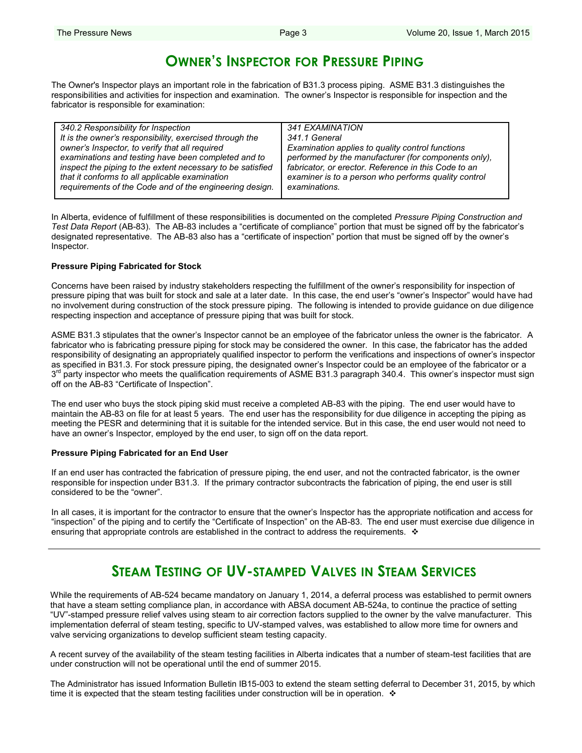# Owner's Inspector for Pressure Piping

The Owner's Inspector plays an important role in the fabrication of B31.3 process piping. ASME B31.3 distinguishes the responsibilities and activities for inspection and examination. The owner's Inspector is responsible for inspection and the fabricator is responsible for examination:

| *340.2 Responsibility for Inspection*<br>*It is the owner's responsibility, exercised through the owner's Inspector, to verify that all required examinations and testing have been completed and to inspect the piping to the extent necessary to be satisfied that it conforms to all applicable examination requirements of the Code and of the engineering design.* | *341 EXAMINATION*<br>*341.1 General*<br>*Examination applies to quality control functions performed by the manufacturer (for components only), fabricator, or erector. Reference in this Code to an examiner is to a person who performs quality control examinations.* |
|---|---|

In Alberta, evidence of fulfillment of these responsibilities is documented on the completed *Pressure Piping Construction and Test Data Report* (AB-83). The AB-83 includes a "certificate of compliance" portion that must be signed off by the fabricator's designated representative. The AB-83 also has a "certificate of inspection" portion that must be signed off by the owner's Inspector.

**Pressure Piping Fabricated for Stock**

Concerns have been raised by industry stakeholders respecting the fulfillment of the owner's responsibility for inspection of pressure piping that was built for stock and sale at a later date. In this case, the end user's "owner's Inspector" would have had no involvement during construction of the stock pressure piping. The following is intended to provide guidance on due diligence respecting inspection and acceptance of pressure piping that was built for stock.

ASME B31.3 stipulates that the owner's Inspector cannot be an employee of the fabricator unless the owner is the fabricator. A fabricator who is fabricating pressure piping for stock may be considered the owner. In this case, the fabricator has the added responsibility of designating an appropriately qualified inspector to perform the verifications and inspections of owner's inspector as specified in B31.3. For stock pressure piping, the designated owner's Inspector could be an employee of the fabricator or a 3rd party inspector who meets the qualification requirements of ASME B31.3 paragraph 340.4. This owner's inspector must sign off on the AB-83 "Certificate of Inspection".

The end user who buys the stock piping skid must receive a completed AB-83 with the piping. The end user would have to maintain the AB-83 on file for at least 5 years. The end user has the responsibility for due diligence in accepting the piping as meeting the PESR and determining that it is suitable for the intended service. But in this case, the end user would not need to have an owner's Inspector, employed by the end user, to sign off on the data report.

**Pressure Piping Fabricated for an End User**

If an end user has contracted the fabrication of pressure piping, the end user, and not the contracted fabricator, is the owner responsible for inspection under B31.3. If the primary contractor subcontracts the fabrication of piping, the end user is still considered to be the "owner".

In all cases, it is important for the contractor to ensure that the owner's Inspector has the appropriate notification and access for "inspection" of the piping and to certify the "Certificate of Inspection" on the AB-83. The end user must exercise due diligence in ensuring that appropriate controls are established in the contract to address the requirements. ❖

# Steam Testing of UV-stamped Valves in Steam Services

While the requirements of AB-524 became mandatory on January 1, 2014, a deferral process was established to permit owners that have a steam setting compliance plan, in accordance with ABSA document AB-524a, to continue the practice of setting "UV"-stamped pressure relief valves using steam to air correction factors supplied to the owner by the valve manufacturer. This implementation deferral of steam testing, specific to UV-stamped valves, was established to allow more time for owners and valve servicing organizations to develop sufficient steam testing capacity.

A recent survey of the availability of the steam testing facilities in Alberta indicates that a number of steam-test facilities that are under construction will not be operational until the end of summer 2015.

The Administrator has issued Information Bulletin IB15-003 to extend the steam setting deferral to December 31, 2015, by which time it is expected that the steam testing facilities under construction will be in operation. ❖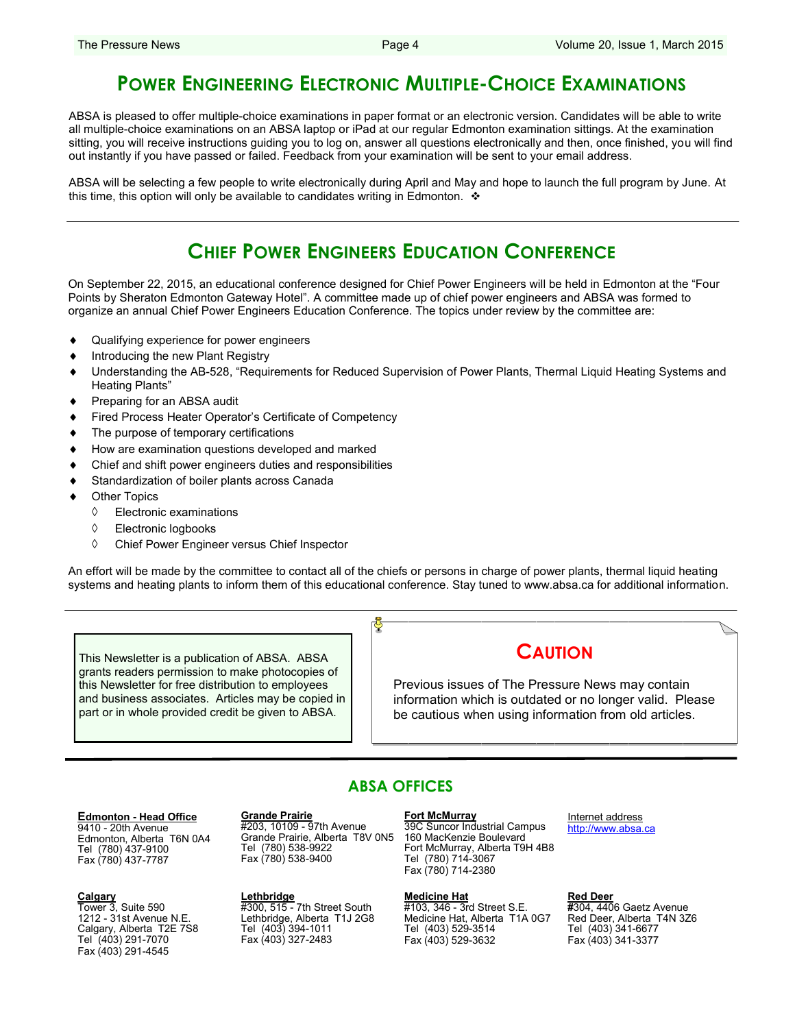## Power Engineering Electronic Multiple-Choice Examinations

ABSA is pleased to offer multiple-choice examinations in paper format or an electronic version. Candidates will be able to write all multiple-choice examinations on an ABSA laptop or iPad at our regular Edmonton examination sittings. At the examination sitting, you will receive instructions guiding you to log on, answer all questions electronically and then, once finished, you will find out instantly if you have passed or failed. Feedback from your examination will be sent to your email address.

ABSA will be selecting a few people to write electronically during April and May and hope to launch the full program by June. At this time, this option will only be available to candidates writing in Edmonton. ❖

## Chief Power Engineers Education Conference

On September 22, 2015, an educational conference designed for Chief Power Engineers will be held in Edmonton at the "Four Points by Sheraton Edmonton Gateway Hotel". A committee made up of chief power engineers and ABSA was formed to organize an annual Chief Power Engineers Education Conference. The topics under review by the committee are:

- Qualifying experience for power engineers
- Introducing the new Plant Registry
- Understanding the AB-528, "Requirements for Reduced Supervision of Power Plants, Thermal Liquid Heating Systems and Heating Plants"
- Preparing for an ABSA audit
- Fired Process Heater Operator's Certificate of Competency
- The purpose of temporary certifications
- How are examination questions developed and marked
- Chief and shift power engineers duties and responsibilities
- Standardization of boiler plants across Canada
- Other Topics
  - Electronic examinations
  - Electronic logbooks
  - Chief Power Engineer versus Chief Inspector

An effort will be made by the committee to contact all of the chiefs or persons in charge of power plants, thermal liquid heating systems and heating plants to inform them of this educational conference. Stay tuned to www.absa.ca for additional information.

This Newsletter is a publication of ABSA. ABSA grants readers permission to make photocopies of this Newsletter for free distribution to employees and business associates. Articles may be copied in part or in whole provided credit be given to ABSA.

### Caution

Previous issues of The Pressure News may contain information which is outdated or no longer valid. Please be cautious when using information from old articles.

## ABSA Offices

**Edmonton - Head Office**
9410 - 20th Avenue
Edmonton, Alberta T6N 0A4
Tel (780) 437-9100
Fax (780) 437-7787

**Grande Prairie**
#203, 10109 - 97th Avenue
Grande Prairie, Alberta T8V 0N5
Tel (780) 538-9922
Fax (780) 538-9400

**Fort McMurray**
39C Suncor Industrial Campus
160 MacKenzie Boulevard
Fort McMurray, Alberta T9H 4B8
Tel (780) 714-3067
Fax (780) 714-2380

Internet address
http://www.absa.ca

**Calgary**
Tower 3, Suite 590
1212 - 31st Avenue N.E.
Calgary, Alberta T2E 7S8
Tel (403) 291-7070
Fax (403) 291-4545

**Lethbridge**
#300, 515 - 7th Street South
Lethbridge, Alberta T1J 2G8
Tel (403) 394-1011
Fax (403) 327-2483

**Medicine Hat**
#103, 346 - 3rd Street S.E.
Medicine Hat, Alberta T1A 0G7
Tel (403) 529-3514
Fax (403) 529-3632

**Red Deer**
#304, 4406 Gaetz Avenue
Red Deer, Alberta T4N 3Z6
Tel (403) 341-6677
Fax (403) 341-3377